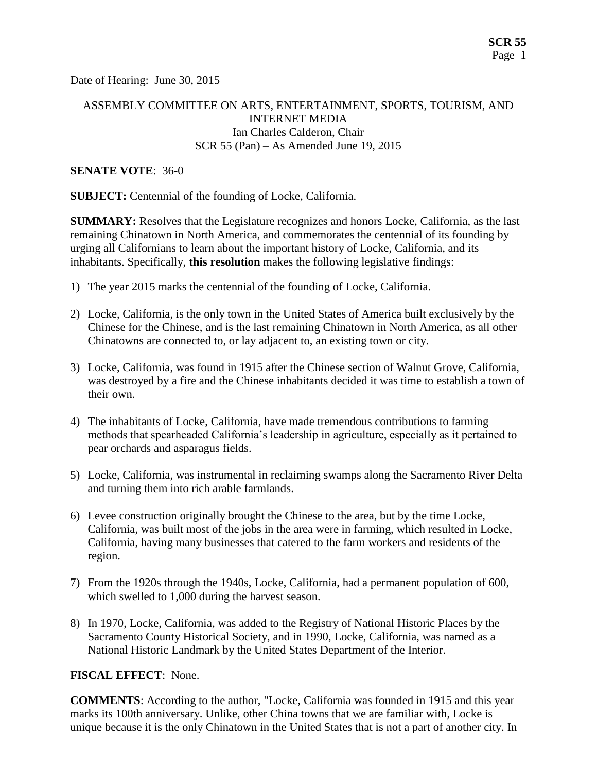Date of Hearing: June 30, 2015

ASSEMBLY COMMITTEE ON ARTS, ENTERTAINMENT, SPORTS, TOURISM, AND INTERNET MEDIA
Ian Charles Calderon, Chair
SCR 55 (Pan) – As Amended June 19, 2015

**SENATE VOTE**: 36-0

**SUBJECT:** Centennial of the founding of Locke, California.

**SUMMARY:** Resolves that the Legislature recognizes and honors Locke, California, as the last remaining Chinatown in North America, and commemorates the centennial of its founding by urging all Californians to learn about the important history of Locke, California, and its inhabitants. Specifically, **this resolution** makes the following legislative findings:

1) The year 2015 marks the centennial of the founding of Locke, California.

2) Locke, California, is the only town in the United States of America built exclusively by the Chinese for the Chinese, and is the last remaining Chinatown in North America, as all other Chinatowns are connected to, or lay adjacent to, an existing town or city.

3) Locke, California, was found in 1915 after the Chinese section of Walnut Grove, California, was destroyed by a fire and the Chinese inhabitants decided it was time to establish a town of their own.

4) The inhabitants of Locke, California, have made tremendous contributions to farming methods that spearheaded California's leadership in agriculture, especially as it pertained to pear orchards and asparagus fields.

5) Locke, California, was instrumental in reclaiming swamps along the Sacramento River Delta and turning them into rich arable farmlands.

6) Levee construction originally brought the Chinese to the area, but by the time Locke, California, was built most of the jobs in the area were in farming, which resulted in Locke, California, having many businesses that catered to the farm workers and residents of the region.

7) From the 1920s through the 1940s, Locke, California, had a permanent population of 600, which swelled to 1,000 during the harvest season.

8) In 1970, Locke, California, was added to the Registry of National Historic Places by the Sacramento County Historical Society, and in 1990, Locke, California, was named as a National Historic Landmark by the United States Department of the Interior.

**FISCAL EFFECT**: None.

**COMMENTS**: According to the author, "Locke, California was founded in 1915 and this year marks its 100th anniversary. Unlike, other China towns that we are familiar with, Locke is unique because it is the only Chinatown in the United States that is not a part of another city. In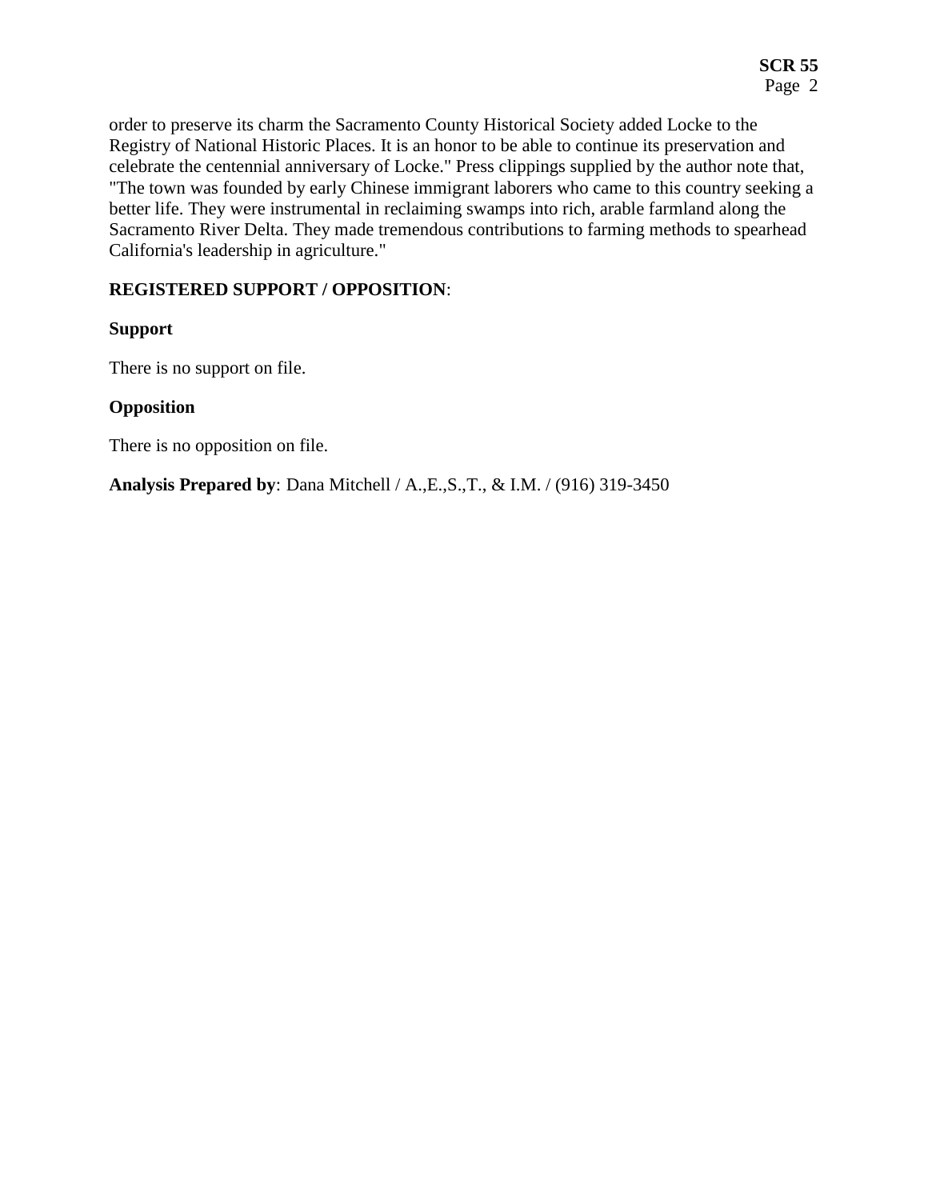order to preserve its charm the Sacramento County Historical Society added Locke to the Registry of National Historic Places. It is an honor to be able to continue its preservation and celebrate the centennial anniversary of Locke." Press clippings supplied by the author note that, "The town was founded by early Chinese immigrant laborers who came to this country seeking a better life. They were instrumental in reclaiming swamps into rich, arable farmland along the Sacramento River Delta. They made tremendous contributions to farming methods to spearhead California's leadership in agriculture."

**REGISTERED SUPPORT / OPPOSITION**:

**Support**

There is no support on file.

**Opposition**

There is no opposition on file.

**Analysis Prepared by**: Dana Mitchell / A.,E.,S.,T., & I.M. / (916) 319-3450